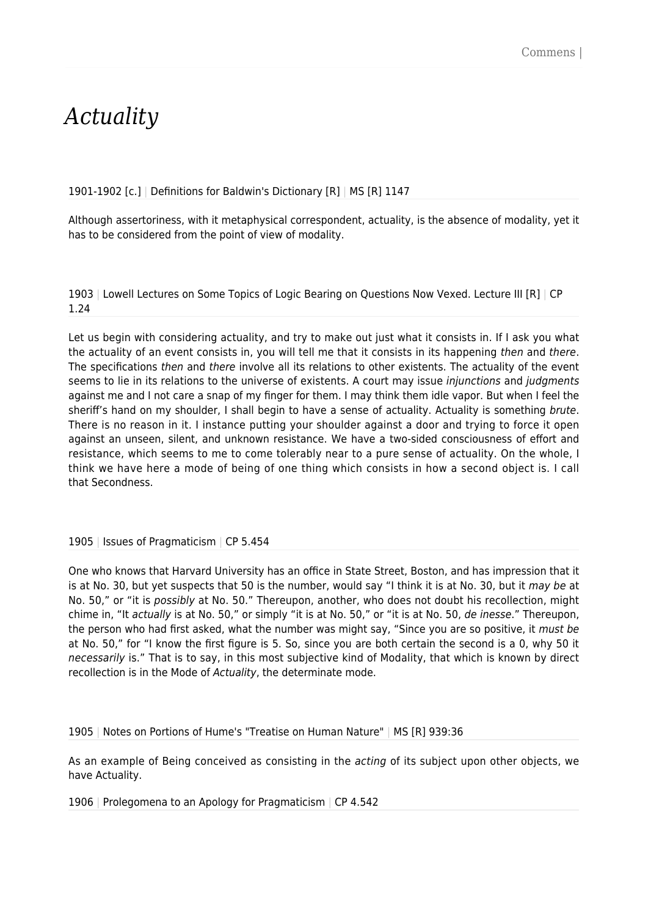# *Actuality*

1901-1902 [c.] | Definitions for Baldwin's Dictionary [R] | MS [R] 1147

Although assertoriness, with it metaphysical correspondent, actuality, is the absence of modality, yet it has to be considered from the point of view of modality.

1903 | Lowell Lectures on Some Topics of Logic Bearing on Questions Now Vexed. Lecture III [R] | CP 1.24

Let us begin with considering actuality, and try to make out just what it consists in. If I ask you what the actuality of an event consists in, you will tell me that it consists in its happening *then* and *there*. The specifications *then* and *there* involve all its relations to other existents. The actuality of the event seems to lie in its relations to the universe of existents. A court may issue *injunctions* and *judgments* against me and I not care a snap of my finger for them. I may think them idle vapor. But when I feel the sheriff's hand on my shoulder, I shall begin to have a sense of actuality. Actuality is something *brute*. There is no reason in it. I instance putting your shoulder against a door and trying to force it open against an unseen, silent, and unknown resistance. We have a two-sided consciousness of effort and resistance, which seems to me to come tolerably near to a pure sense of actuality. On the whole, I think we have here a mode of being of one thing which consists in how a second object is. I call that Secondness.

1905 | Issues of Pragmaticism | CP 5.454

One who knows that Harvard University has an office in State Street, Boston, and has impression that it is at No. 30, but yet suspects that 50 is the number, would say "I think it is at No. 30, but it *may be* at No. 50," or "it is *possibly* at No. 50." Thereupon, another, who does not doubt his recollection, might chime in, "It *actually* is at No. 50," or simply "it is at No. 50," or "it is at No. 50, *de inesse*." Thereupon, the person who had first asked, what the number was might say, "Since you are so positive, it *must be* at No. 50," for "I know the first figure is 5. So, since you are both certain the second is a 0, why 50 it *necessarily* is." That is to say, in this most subjective kind of Modality, that which is known by direct recollection is in the Mode of *Actuality*, the determinate mode.

1905 | Notes on Portions of Hume's "Treatise on Human Nature" | MS [R] 939:36

As an example of Being conceived as consisting in the *acting* of its subject upon other objects, we have Actuality.

1906 | Prolegomena to an Apology for Pragmaticism | CP 4.542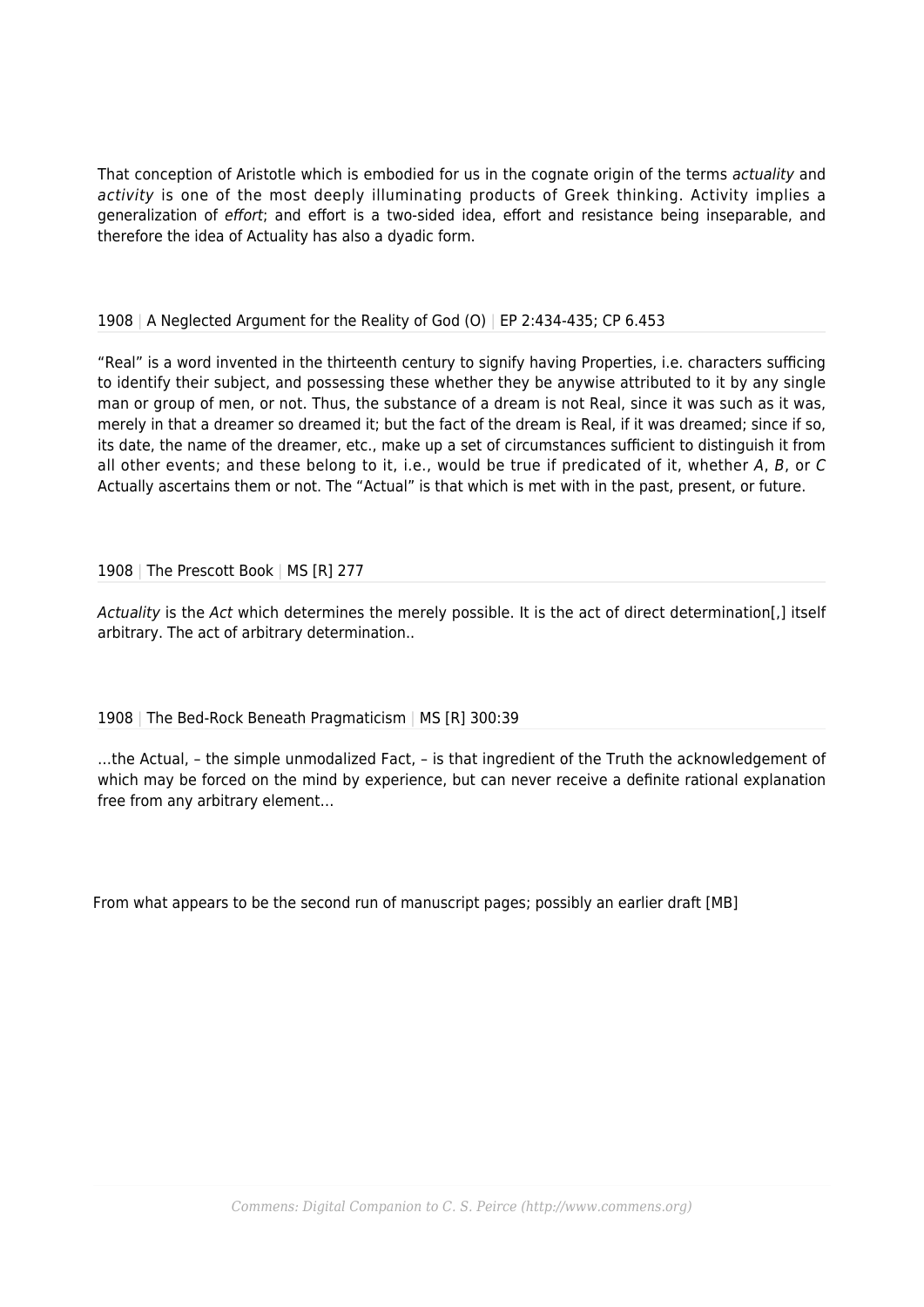That conception of Aristotle which is embodied for us in the cognate origin of the terms *actuality* and *activity* is one of the most deeply illuminating products of Greek thinking. Activity implies a generalization of *effort*; and effort is a two-sided idea, effort and resistance being inseparable, and therefore the idea of Actuality has also a dyadic form.

1908 | A Neglected Argument for the Reality of God (O) | EP 2:434-435; CP 6.453

"Real" is a word invented in the thirteenth century to signify having Properties, i.e. characters sufficing to identify their subject, and possessing these whether they be anywise attributed to it by any single man or group of men, or not. Thus, the substance of a dream is not Real, since it was such as it was, merely in that a dreamer so dreamed it; but the fact of the dream is Real, if it was dreamed; since if so, its date, the name of the dreamer, etc., make up a set of circumstances sufficient to distinguish it from all other events; and these belong to it, i.e., would be true if predicated of it, whether *A*, *B*, or *C* Actually ascertains them or not. The "Actual" is that which is met with in the past, present, or future.

1908 | The Prescott Book | MS [R] 277

*Actuality* is the *Act* which determines the merely possible. It is the act of direct determination[,] itself arbitrary. The act of arbitrary determination..

1908 | The Bed-Rock Beneath Pragmaticism | MS [R] 300:39

…the Actual, – the simple unmodalized Fact, – is that ingredient of the Truth the acknowledgement of which may be forced on the mind by experience, but can never receive a definite rational explanation free from any arbitrary element…

From what appears to be the second run of manuscript pages; possibly an earlier draft [MB]